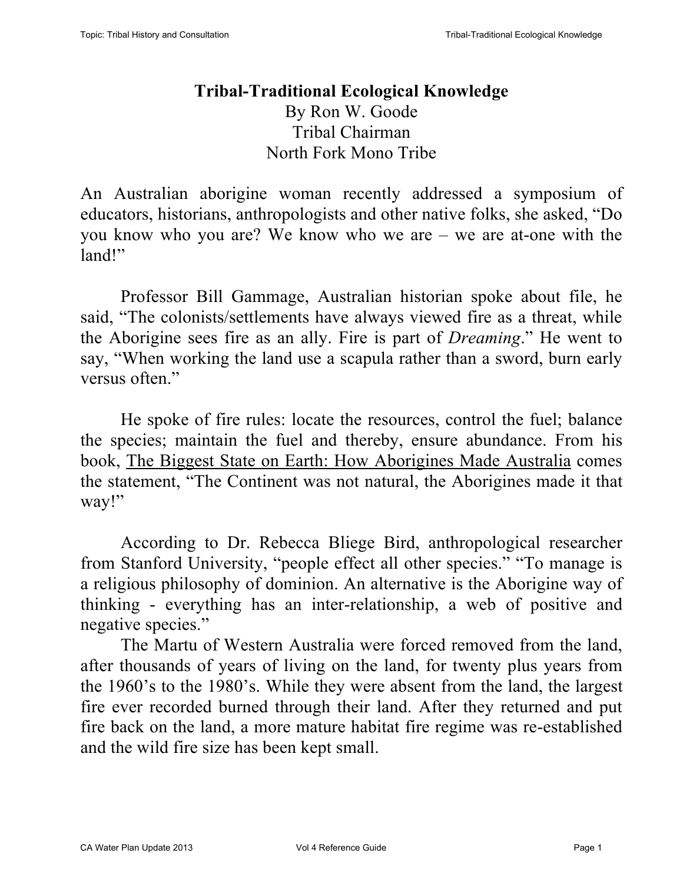# Tribal-Traditional Ecological Knowledge

By Ron W. Goode
Tribal Chairman
North Fork Mono Tribe

An Australian aborigine woman recently addressed a symposium of educators, historians, anthropologists and other native folks, she asked, "Do you know who you are? We know who we are – we are at-one with the land!"

Professor Bill Gammage, Australian historian spoke about file, he said, "The colonists/settlements have always viewed fire as a threat, while the Aborigine sees fire as an ally. Fire is part of *Dreaming*." He went to say, "When working the land use a scapula rather than a sword, burn early versus often."

He spoke of fire rules: locate the resources, control the fuel; balance the species; maintain the fuel and thereby, ensure abundance. From his book, The Biggest State on Earth: How Aborigines Made Australia comes the statement, "The Continent was not natural, the Aborigines made it that way!"

According to Dr. Rebecca Bliege Bird, anthropological researcher from Stanford University, "people effect all other species." "To manage is a religious philosophy of dominion. An alternative is the Aborigine way of thinking - everything has an inter-relationship, a web of positive and negative species."

The Martu of Western Australia were forced removed from the land, after thousands of years of living on the land, for twenty plus years from the 1960's to the 1980's. While they were absent from the land, the largest fire ever recorded burned through their land. After they returned and put fire back on the land, a more mature habitat fire regime was re-established and the wild fire size has been kept small.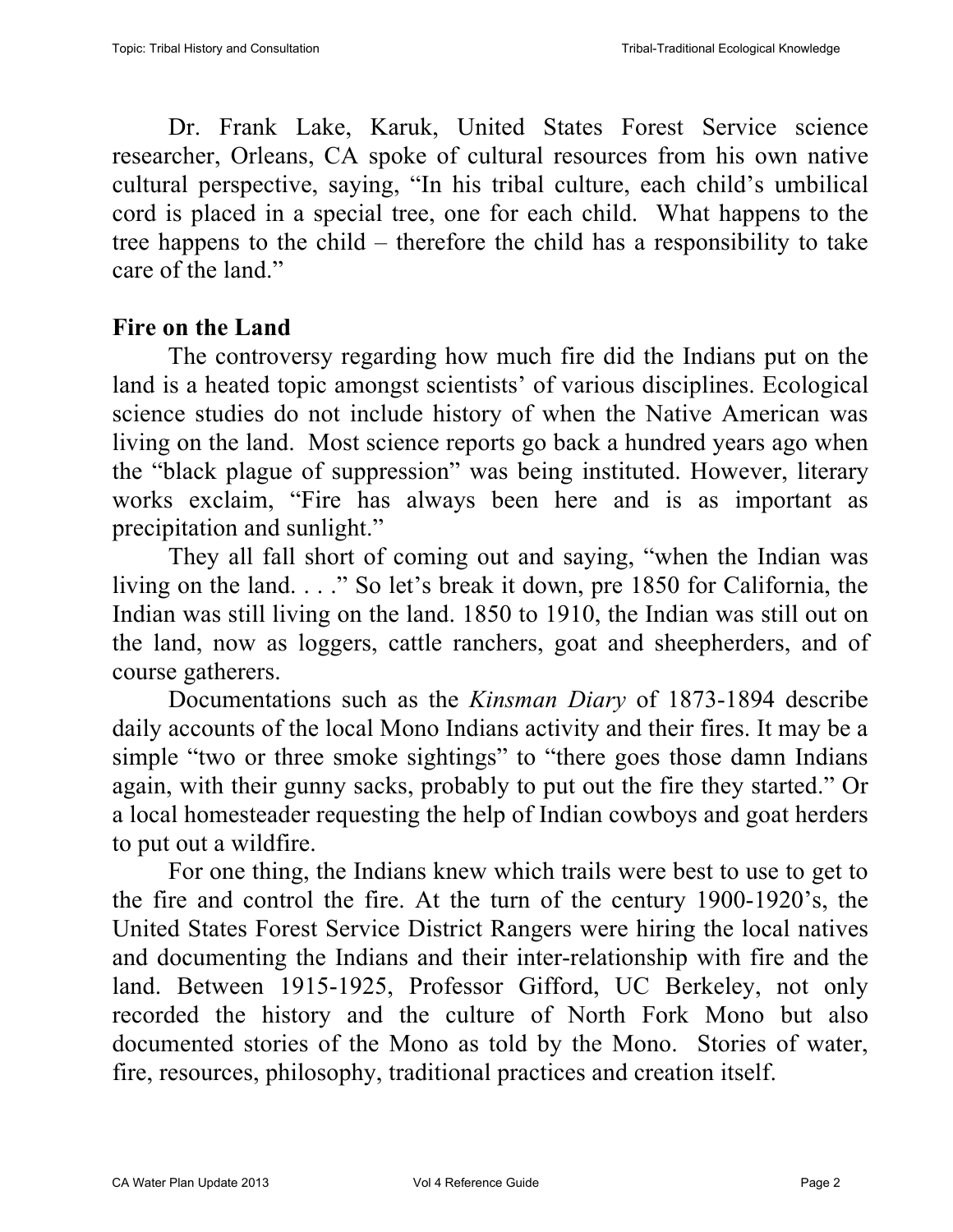Dr. Frank Lake, Karuk, United States Forest Service science researcher, Orleans, CA spoke of cultural resources from his own native cultural perspective, saying, "In his tribal culture, each child's umbilical cord is placed in a special tree, one for each child. What happens to the tree happens to the child – therefore the child has a responsibility to take care of the land."

## Fire on the Land

The controversy regarding how much fire did the Indians put on the land is a heated topic amongst scientists' of various disciplines. Ecological science studies do not include history of when the Native American was living on the land. Most science reports go back a hundred years ago when the "black plague of suppression" was being instituted. However, literary works exclaim, "Fire has always been here and is as important as precipitation and sunlight."

They all fall short of coming out and saying, "when the Indian was living on the land. . . ." So let's break it down, pre 1850 for California, the Indian was still living on the land. 1850 to 1910, the Indian was still out on the land, now as loggers, cattle ranchers, goat and sheepherders, and of course gatherers.

Documentations such as the *Kinsman Diary* of 1873-1894 describe daily accounts of the local Mono Indians activity and their fires. It may be a simple "two or three smoke sightings" to "there goes those damn Indians again, with their gunny sacks, probably to put out the fire they started." Or a local homesteader requesting the help of Indian cowboys and goat herders to put out a wildfire.

For one thing, the Indians knew which trails were best to use to get to the fire and control the fire. At the turn of the century 1900-1920's, the United States Forest Service District Rangers were hiring the local natives and documenting the Indians and their inter-relationship with fire and the land. Between 1915-1925, Professor Gifford, UC Berkeley, not only recorded the history and the culture of North Fork Mono but also documented stories of the Mono as told by the Mono. Stories of water, fire, resources, philosophy, traditional practices and creation itself.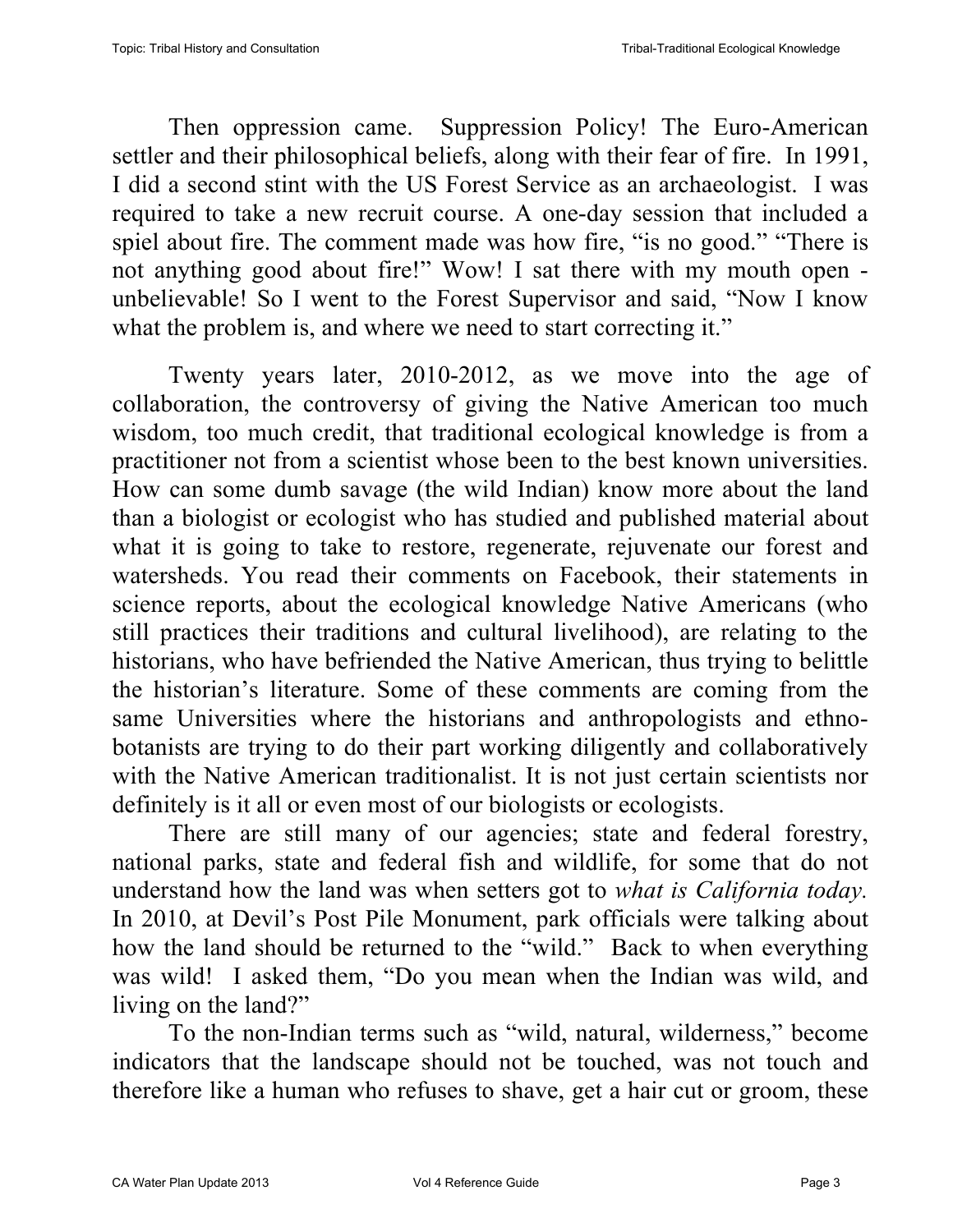Then oppression came. Suppression Policy! The Euro-American settler and their philosophical beliefs, along with their fear of fire. In 1991, I did a second stint with the US Forest Service as an archaeologist. I was required to take a new recruit course. A one-day session that included a spiel about fire. The comment made was how fire, "is no good." "There is not anything good about fire!" Wow! I sat there with my mouth open - unbelievable! So I went to the Forest Supervisor and said, "Now I know what the problem is, and where we need to start correcting it."

Twenty years later, 2010-2012, as we move into the age of collaboration, the controversy of giving the Native American too much wisdom, too much credit, that traditional ecological knowledge is from a practitioner not from a scientist whose been to the best known universities. How can some dumb savage (the wild Indian) know more about the land than a biologist or ecologist who has studied and published material about what it is going to take to restore, regenerate, rejuvenate our forest and watersheds. You read their comments on Facebook, their statements in science reports, about the ecological knowledge Native Americans (who still practices their traditions and cultural livelihood), are relating to the historians, who have befriended the Native American, thus trying to belittle the historian's literature. Some of these comments are coming from the same Universities where the historians and anthropologists and ethno-botanists are trying to do their part working diligently and collaboratively with the Native American traditionalist. It is not just certain scientists nor definitely is it all or even most of our biologists or ecologists.

There are still many of our agencies; state and federal forestry, national parks, state and federal fish and wildlife, for some that do not understand how the land was when setters got to *what is California today.* In 2010, at Devil's Post Pile Monument, park officials were talking about how the land should be returned to the "wild." Back to when everything was wild! I asked them, "Do you mean when the Indian was wild, and living on the land?"

To the non-Indian terms such as "wild, natural, wilderness," become indicators that the landscape should not be touched, was not touch and therefore like a human who refuses to shave, get a hair cut or groom, these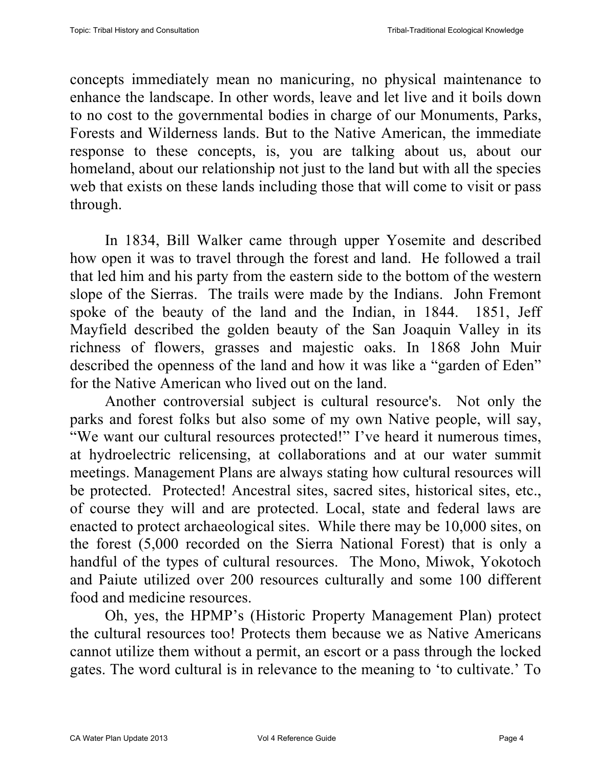concepts immediately mean no manicuring, no physical maintenance to enhance the landscape. In other words, leave and let live and it boils down to no cost to the governmental bodies in charge of our Monuments, Parks, Forests and Wilderness lands. But to the Native American, the immediate response to these concepts, is, you are talking about us, about our homeland, about our relationship not just to the land but with all the species web that exists on these lands including those that will come to visit or pass through.

In 1834, Bill Walker came through upper Yosemite and described how open it was to travel through the forest and land. He followed a trail that led him and his party from the eastern side to the bottom of the western slope of the Sierras. The trails were made by the Indians. John Fremont spoke of the beauty of the land and the Indian, in 1844. 1851, Jeff Mayfield described the golden beauty of the San Joaquin Valley in its richness of flowers, grasses and majestic oaks. In 1868 John Muir described the openness of the land and how it was like a "garden of Eden" for the Native American who lived out on the land.

Another controversial subject is cultural resource's. Not only the parks and forest folks but also some of my own Native people, will say, "We want our cultural resources protected!" I've heard it numerous times, at hydroelectric relicensing, at collaborations and at our water summit meetings. Management Plans are always stating how cultural resources will be protected. Protected! Ancestral sites, sacred sites, historical sites, etc., of course they will and are protected. Local, state and federal laws are enacted to protect archaeological sites. While there may be 10,000 sites, on the forest (5,000 recorded on the Sierra National Forest) that is only a handful of the types of cultural resources. The Mono, Miwok, Yokotoch and Paiute utilized over 200 resources culturally and some 100 different food and medicine resources.

Oh, yes, the HPMP's (Historic Property Management Plan) protect the cultural resources too! Protects them because we as Native Americans cannot utilize them without a permit, an escort or a pass through the locked gates. The word cultural is in relevance to the meaning to 'to cultivate.' To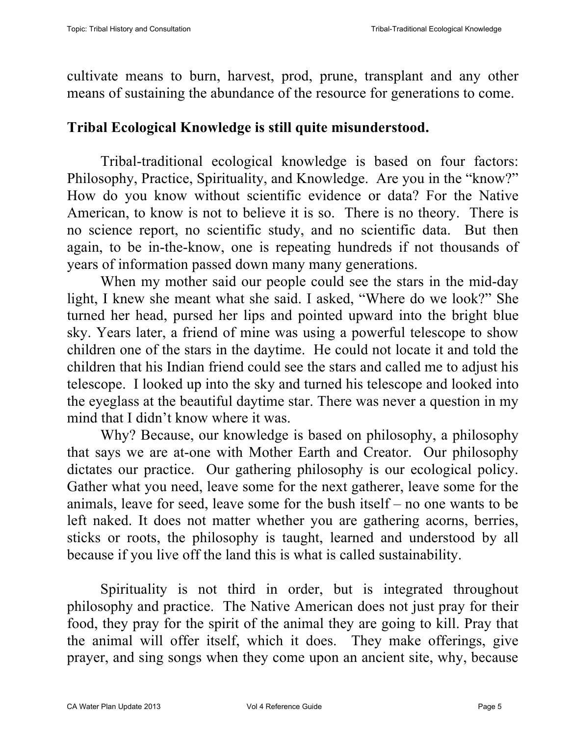cultivate means to burn, harvest, prod, prune, transplant and any other means of sustaining the abundance of the resource for generations to come.

## Tribal Ecological Knowledge is still quite misunderstood.

Tribal-traditional ecological knowledge is based on four factors: Philosophy, Practice, Spirituality, and Knowledge. Are you in the "know?" How do you know without scientific evidence or data? For the Native American, to know is not to believe it is so. There is no theory. There is no science report, no scientific study, and no scientific data. But then again, to be in-the-know, one is repeating hundreds if not thousands of years of information passed down many many generations.

When my mother said our people could see the stars in the mid-day light, I knew she meant what she said. I asked, "Where do we look?" She turned her head, pursed her lips and pointed upward into the bright blue sky. Years later, a friend of mine was using a powerful telescope to show children one of the stars in the daytime. He could not locate it and told the children that his Indian friend could see the stars and called me to adjust his telescope. I looked up into the sky and turned his telescope and looked into the eyeglass at the beautiful daytime star. There was never a question in my mind that I didn't know where it was.

Why? Because, our knowledge is based on philosophy, a philosophy that says we are at-one with Mother Earth and Creator. Our philosophy dictates our practice. Our gathering philosophy is our ecological policy. Gather what you need, leave some for the next gatherer, leave some for the animals, leave for seed, leave some for the bush itself – no one wants to be left naked. It does not matter whether you are gathering acorns, berries, sticks or roots, the philosophy is taught, learned and understood by all because if you live off the land this is what is called sustainability.

Spirituality is not third in order, but is integrated throughout philosophy and practice. The Native American does not just pray for their food, they pray for the spirit of the animal they are going to kill. Pray that the animal will offer itself, which it does. They make offerings, give prayer, and sing songs when they come upon an ancient site, why, because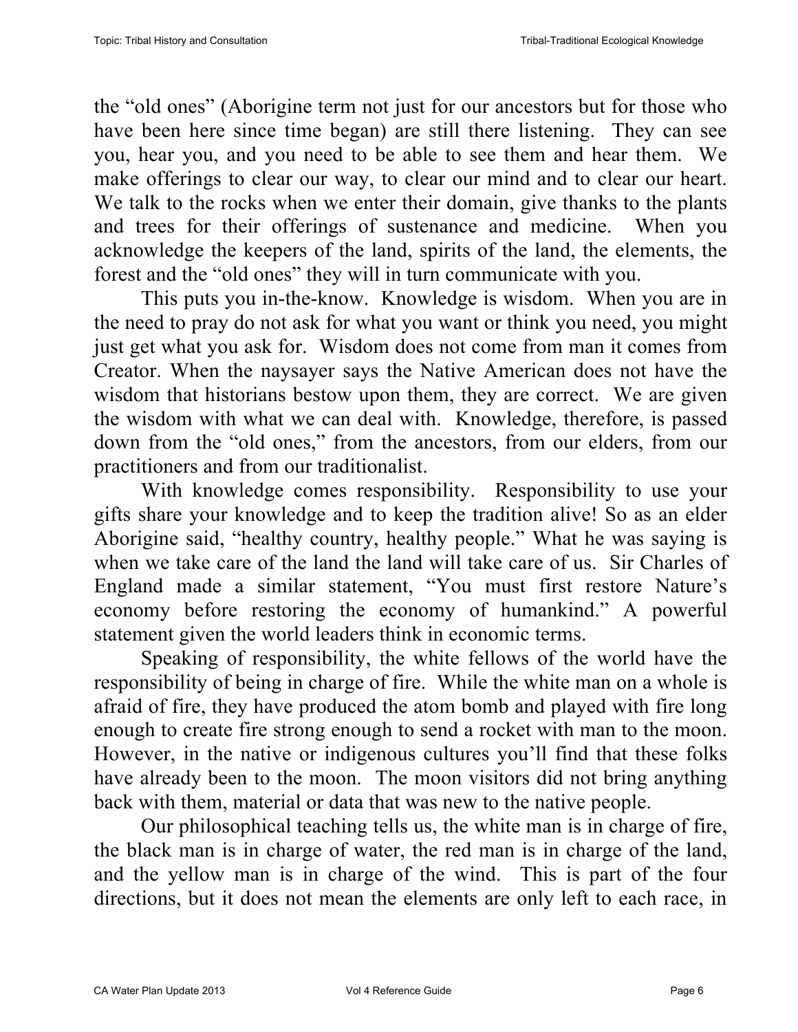the "old ones" (Aborigine term not just for our ancestors but for those who have been here since time began) are still there listening. They can see you, hear you, and you need to be able to see them and hear them. We make offerings to clear our way, to clear our mind and to clear our heart. We talk to the rocks when we enter their domain, give thanks to the plants and trees for their offerings of sustenance and medicine. When you acknowledge the keepers of the land, spirits of the land, the elements, the forest and the "old ones" they will in turn communicate with you.

This puts you in-the-know. Knowledge is wisdom. When you are in the need to pray do not ask for what you want or think you need, you might just get what you ask for. Wisdom does not come from man it comes from Creator. When the naysayer says the Native American does not have the wisdom that historians bestow upon them, they are correct. We are given the wisdom with what we can deal with. Knowledge, therefore, is passed down from the "old ones," from the ancestors, from our elders, from our practitioners and from our traditionalist.

With knowledge comes responsibility. Responsibility to use your gifts share your knowledge and to keep the tradition alive! So as an elder Aborigine said, "healthy country, healthy people." What he was saying is when we take care of the land the land will take care of us. Sir Charles of England made a similar statement, "You must first restore Nature's economy before restoring the economy of humankind." A powerful statement given the world leaders think in economic terms.

Speaking of responsibility, the white fellows of the world have the responsibility of being in charge of fire. While the white man on a whole is afraid of fire, they have produced the atom bomb and played with fire long enough to create fire strong enough to send a rocket with man to the moon. However, in the native or indigenous cultures you'll find that these folks have already been to the moon. The moon visitors did not bring anything back with them, material or data that was new to the native people.

Our philosophical teaching tells us, the white man is in charge of fire, the black man is in charge of water, the red man is in charge of the land, and the yellow man is in charge of the wind. This is part of the four directions, but it does not mean the elements are only left to each race, in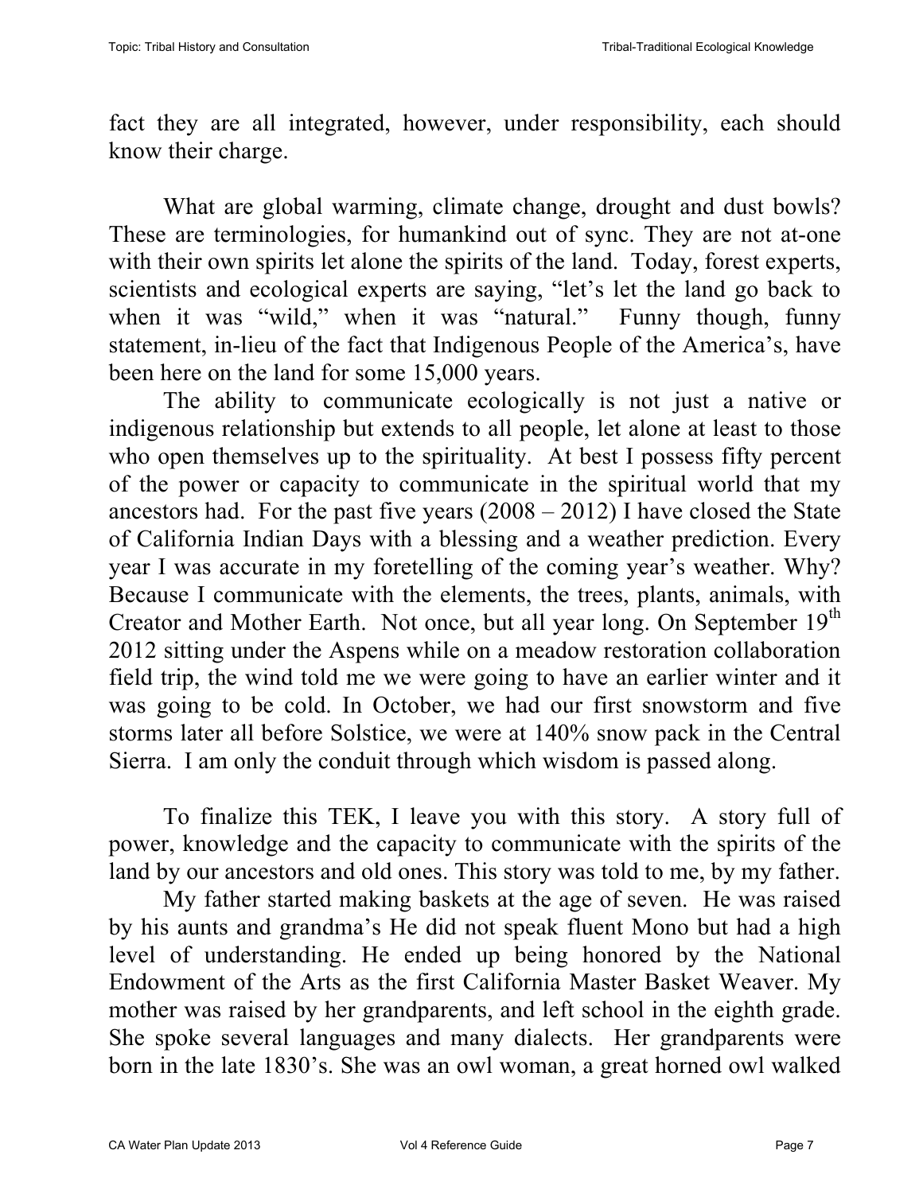fact they are all integrated, however, under responsibility, each should know their charge.

What are global warming, climate change, drought and dust bowls? These are terminologies, for humankind out of sync. They are not at-one with their own spirits let alone the spirits of the land. Today, forest experts, scientists and ecological experts are saying, "let's let the land go back to when it was "wild," when it was "natural." Funny though, funny statement, in-lieu of the fact that Indigenous People of the America's, have been here on the land for some 15,000 years.

The ability to communicate ecologically is not just a native or indigenous relationship but extends to all people, let alone at least to those who open themselves up to the spirituality. At best I possess fifty percent of the power or capacity to communicate in the spiritual world that my ancestors had. For the past five years (2008 – 2012) I have closed the State of California Indian Days with a blessing and a weather prediction. Every year I was accurate in my foretelling of the coming year's weather. Why? Because I communicate with the elements, the trees, plants, animals, with Creator and Mother Earth. Not once, but all year long. On September 19th 2012 sitting under the Aspens while on a meadow restoration collaboration field trip, the wind told me we were going to have an earlier winter and it was going to be cold. In October, we had our first snowstorm and five storms later all before Solstice, we were at 140% snow pack in the Central Sierra. I am only the conduit through which wisdom is passed along.

To finalize this TEK, I leave you with this story. A story full of power, knowledge and the capacity to communicate with the spirits of the land by our ancestors and old ones. This story was told to me, by my father.

My father started making baskets at the age of seven. He was raised by his aunts and grandma's He did not speak fluent Mono but had a high level of understanding. He ended up being honored by the National Endowment of the Arts as the first California Master Basket Weaver. My mother was raised by her grandparents, and left school in the eighth grade. She spoke several languages and many dialects. Her grandparents were born in the late 1830's. She was an owl woman, a great horned owl walked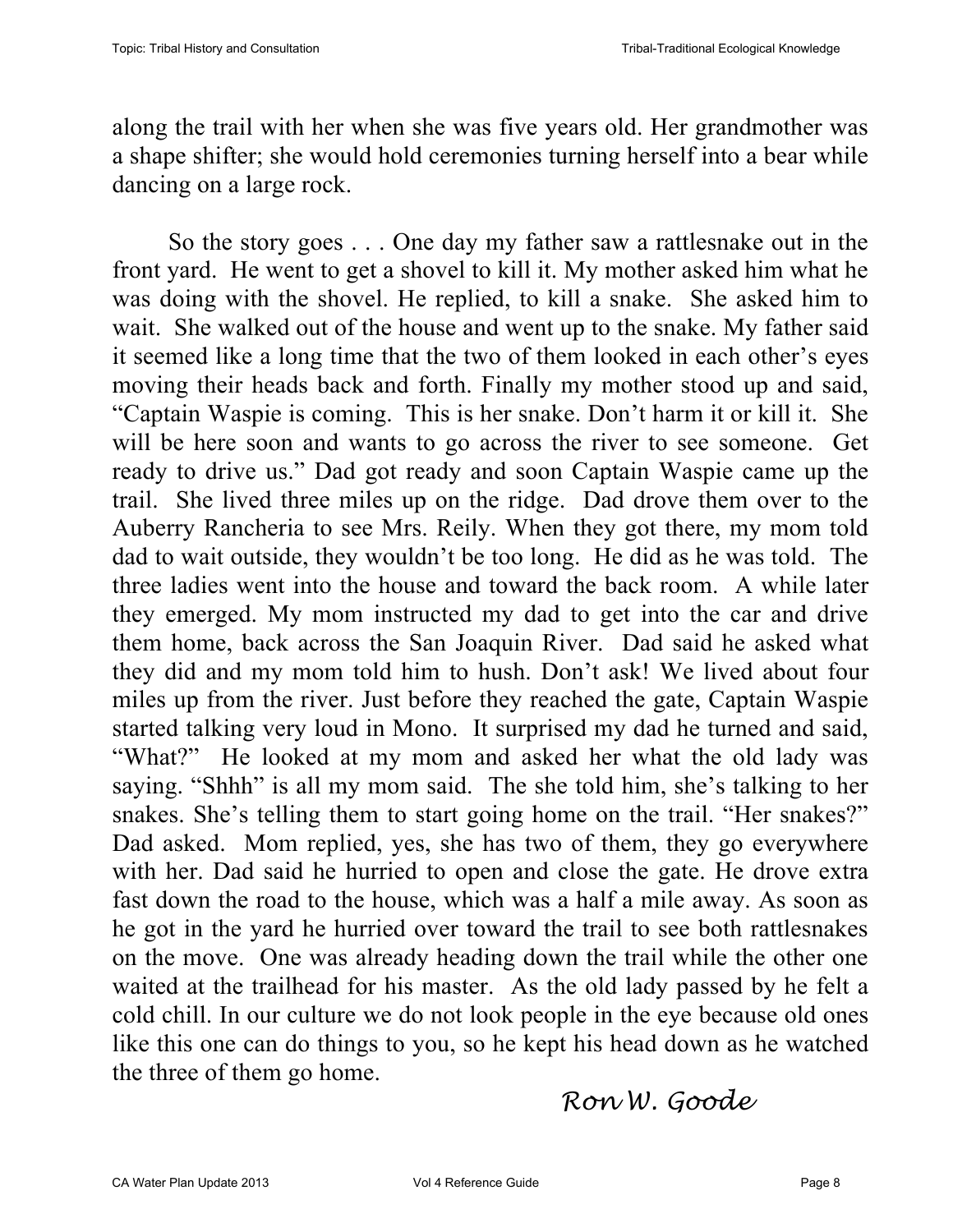along the trail with her when she was five years old. Her grandmother was a shape shifter; she would hold ceremonies turning herself into a bear while dancing on a large rock.

So the story goes . . . One day my father saw a rattlesnake out in the front yard. He went to get a shovel to kill it. My mother asked him what he was doing with the shovel. He replied, to kill a snake. She asked him to wait. She walked out of the house and went up to the snake. My father said it seemed like a long time that the two of them looked in each other's eyes moving their heads back and forth. Finally my mother stood up and said, "Captain Waspie is coming. This is her snake. Don't harm it or kill it. She will be here soon and wants to go across the river to see someone. Get ready to drive us." Dad got ready and soon Captain Waspie came up the trail. She lived three miles up on the ridge. Dad drove them over to the Auberry Rancheria to see Mrs. Reily. When they got there, my mom told dad to wait outside, they wouldn't be too long. He did as he was told. The three ladies went into the house and toward the back room. A while later they emerged. My mom instructed my dad to get into the car and drive them home, back across the San Joaquin River. Dad said he asked what they did and my mom told him to hush. Don't ask! We lived about four miles up from the river. Just before they reached the gate, Captain Waspie started talking very loud in Mono. It surprised my dad he turned and said, "What?" He looked at my mom and asked her what the old lady was saying. "Shhh" is all my mom said. The she told him, she's talking to her snakes. She's telling them to start going home on the trail. "Her snakes?" Dad asked. Mom replied, yes, she has two of them, they go everywhere with her. Dad said he hurried to open and close the gate. He drove extra fast down the road to the house, which was a half a mile away. As soon as he got in the yard he hurried over toward the trail to see both rattlesnakes on the move. One was already heading down the trail while the other one waited at the trailhead for his master. As the old lady passed by he felt a cold chill. In our culture we do not look people in the eye because old ones like this one can do things to you, so he kept his head down as he watched the three of them go home.

*Ron W. Goode*